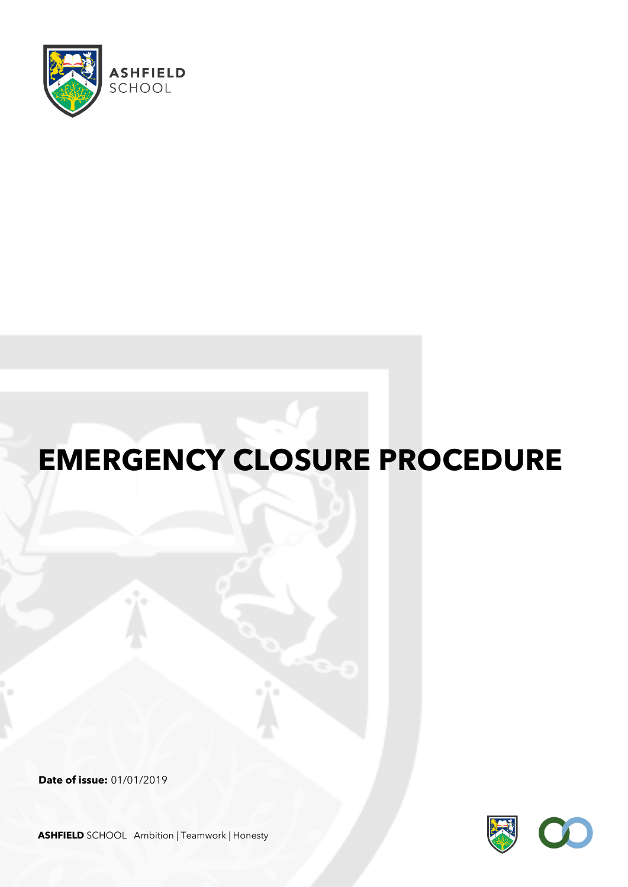ASHFIELD SCHOOL

# EMERGENCY CLOSURE PROCEDURE

**Date of issue:** 01/01/2019

**ASHFIELD** SCHOOL Ambition | Teamwork | Honesty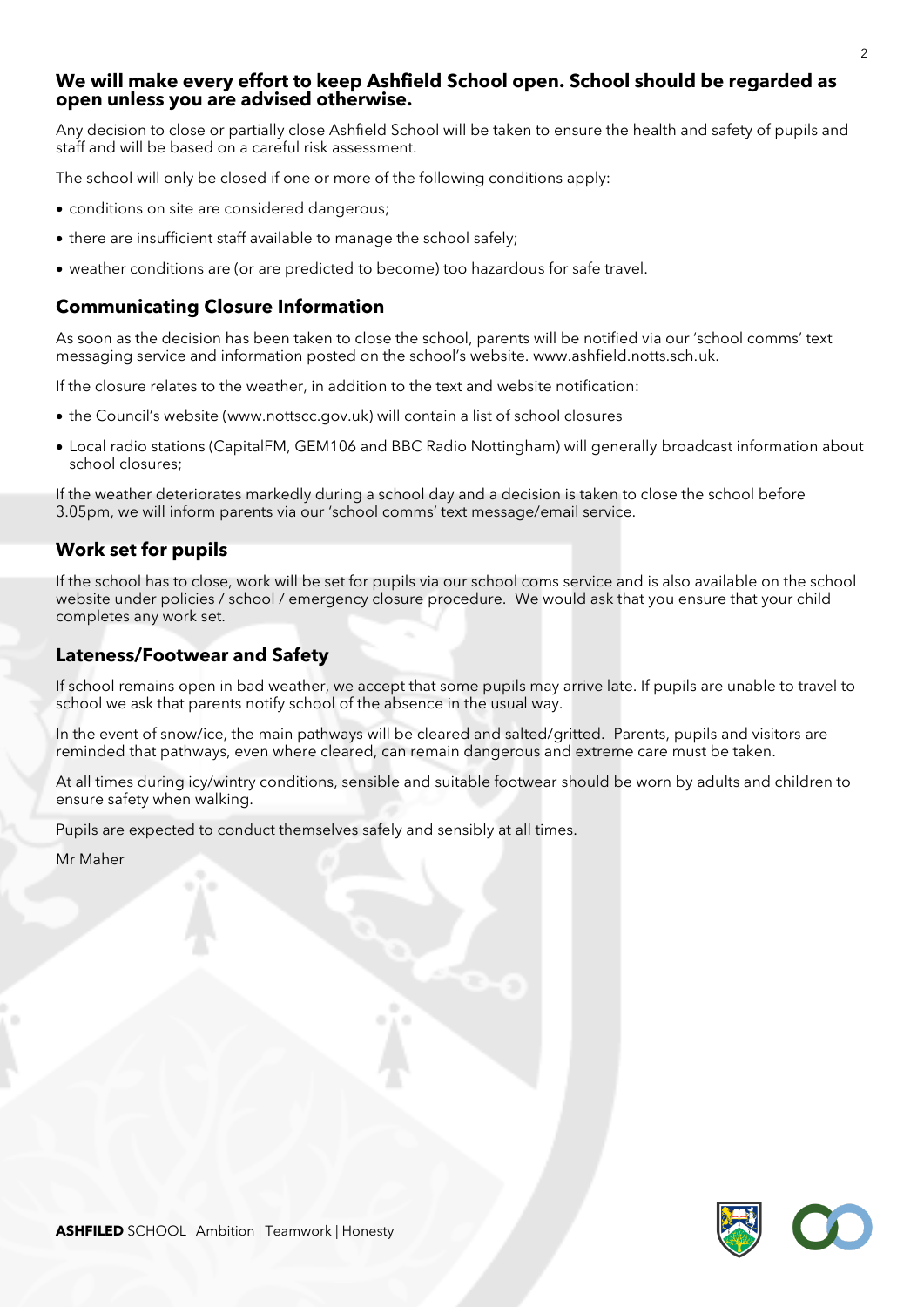**We will make every effort to keep Ashfield School open. School should be regarded as open unless you are advised otherwise.**

Any decision to close or partially close Ashfield School will be taken to ensure the health and safety of pupils and staff and will be based on a careful risk assessment.

The school will only be closed if one or more of the following conditions apply:

- conditions on site are considered dangerous;
- there are insufficient staff available to manage the school safely;
- weather conditions are (or are predicted to become) too hazardous for safe travel.

## Communicating Closure Information

As soon as the decision has been taken to close the school, parents will be notified via our 'school comms' text messaging service and information posted on the school's website. www.ashfield.notts.sch.uk.

If the closure relates to the weather, in addition to the text and website notification:

- the Council's website (www.nottscc.gov.uk) will contain a list of school closures
- Local radio stations (CapitalFM, GEM106 and BBC Radio Nottingham) will generally broadcast information about school closures;

If the weather deteriorates markedly during a school day and a decision is taken to close the school before 3.05pm, we will inform parents via our 'school comms' text message/email service.

## Work set for pupils

If the school has to close, work will be set for pupils via our school coms service and is also available on the school website under policies / school / emergency closure procedure. We would ask that you ensure that your child completes any work set.

## Lateness/Footwear and Safety

If school remains open in bad weather, we accept that some pupils may arrive late. If pupils are unable to travel to school we ask that parents notify school of the absence in the usual way.

In the event of snow/ice, the main pathways will be cleared and salted/gritted. Parents, pupils and visitors are reminded that pathways, even where cleared, can remain dangerous and extreme care must be taken.

At all times during icy/wintry conditions, sensible and suitable footwear should be worn by adults and children to ensure safety when walking.

Pupils are expected to conduct themselves safely and sensibly at all times.

Mr Maher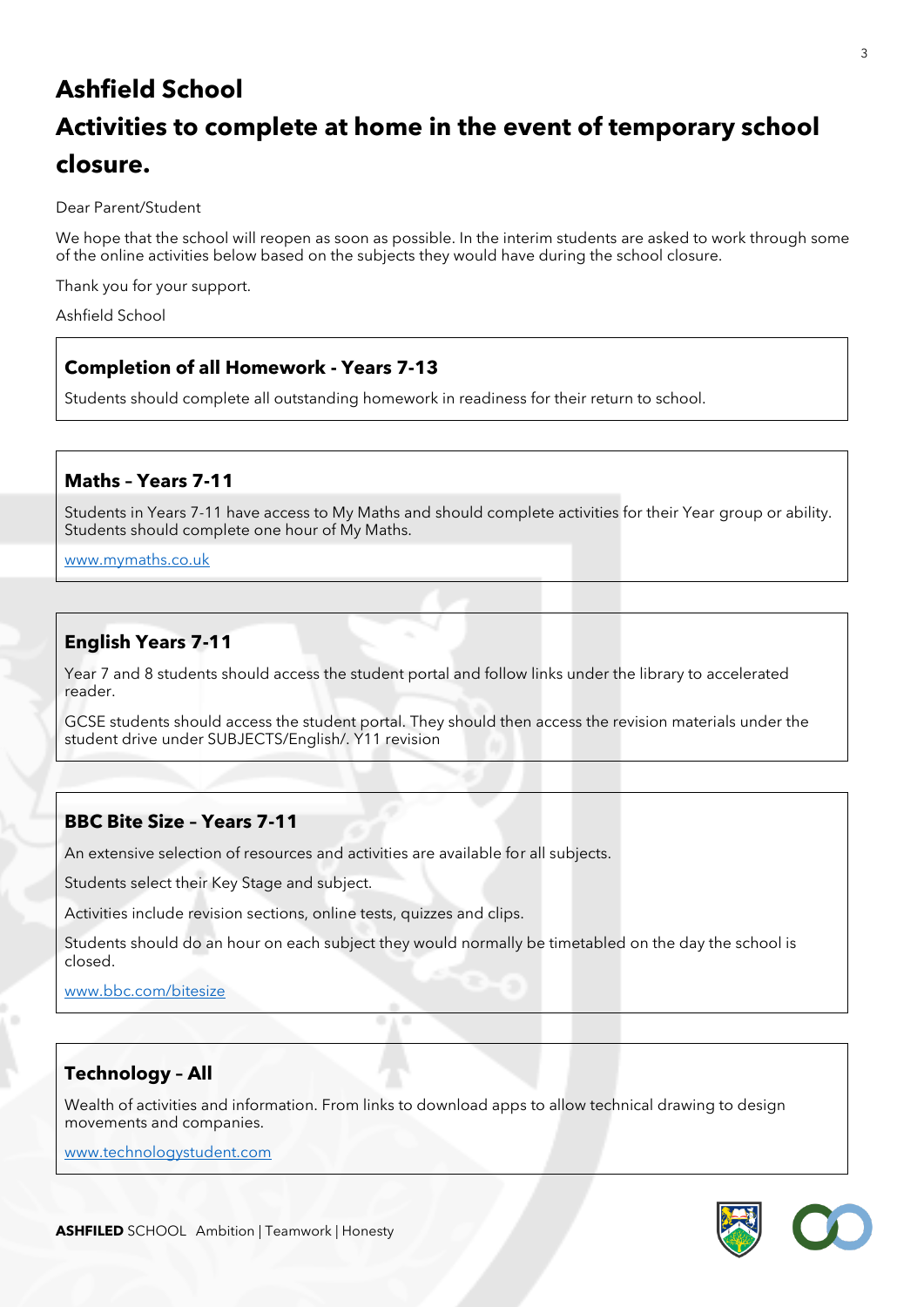# Ashfield School

# Activities to complete at home in the event of temporary school closure.

Dear Parent/Student

We hope that the school will reopen as soon as possible. In the interim students are asked to work through some of the online activities below based on the subjects they would have during the school closure.

Thank you for your support.

Ashfield School

## Completion of all Homework - Years 7-13

Students should complete all outstanding homework in readiness for their return to school.

## Maths – Years 7-11

Students in Years 7-11 have access to My Maths and should complete activities for their Year group or ability. Students should complete one hour of My Maths.

www.mymaths.co.uk

## English Years 7-11

Year 7 and 8 students should access the student portal and follow links under the library to accelerated reader.

GCSE students should access the student portal. They should then access the revision materials under the student drive under SUBJECTS/English/. Y11 revision

## BBC Bite Size – Years 7-11

An extensive selection of resources and activities are available for all subjects.

Students select their Key Stage and subject.

Activities include revision sections, online tests, quizzes and clips.

Students should do an hour on each subject they would normally be timetabled on the day the school is closed.

www.bbc.com/bitesize

## Technology – All

Wealth of activities and information. From links to download apps to allow technical drawing to design movements and companies.

www.technologystudent.com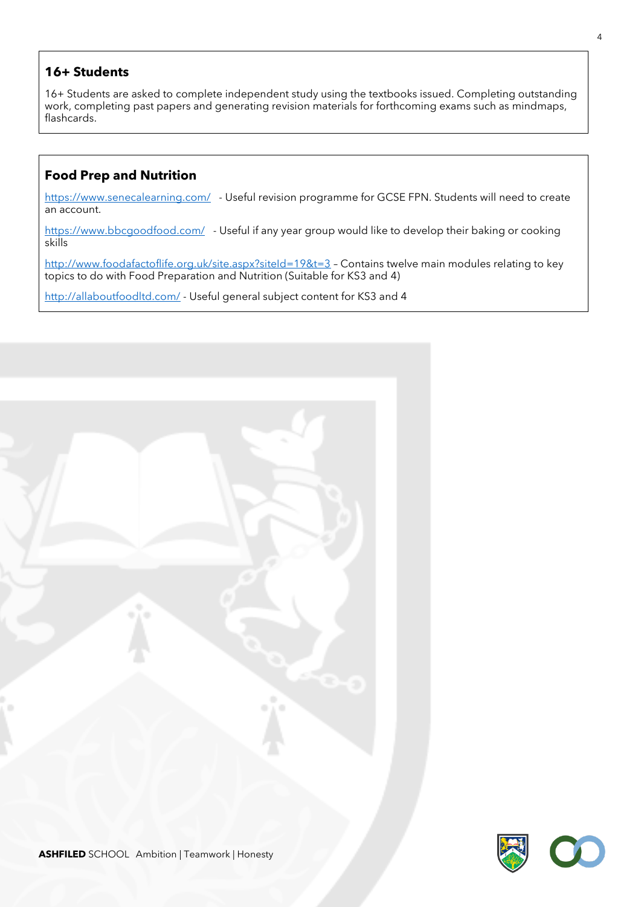## 16+ Students

16+ Students are asked to complete independent study using the textbooks issued. Completing outstanding work, completing past papers and generating revision materials for forthcoming exams such as mindmaps, flashcards.

## Food Prep and Nutrition

https://www.senecalearning.com/ - Useful revision programme for GCSE FPN. Students will need to create an account.

https://www.bbcgoodfood.com/ - Useful if any year group would like to develop their baking or cooking skills

http://www.foodafactoflife.org.uk/site.aspx?siteId=19&t=3 – Contains twelve main modules relating to key topics to do with Food Preparation and Nutrition (Suitable for KS3 and 4)

http://allaboutfoodltd.com/ - Useful general subject content for KS3 and 4